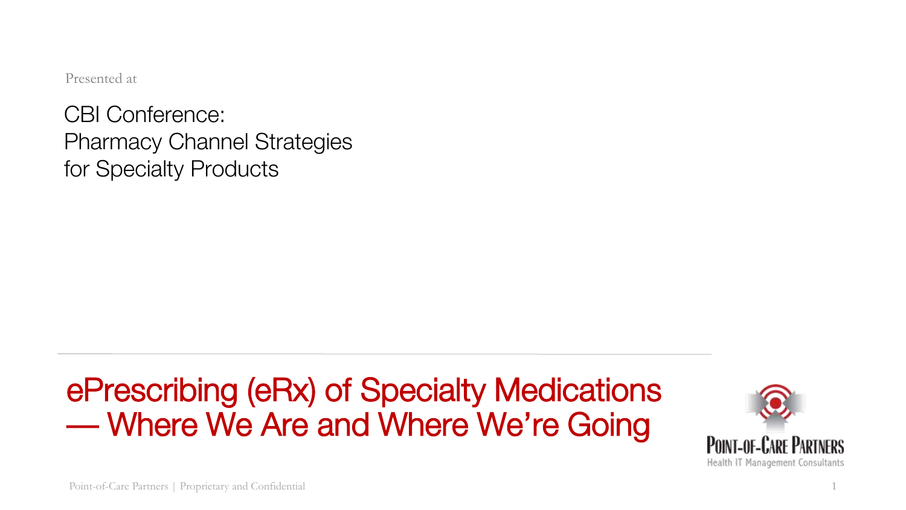Presented at

CBI Conference:
Pharmacy Channel Strategies
for Specialty Products

# ePrescribing (eRx) of Specialty Medications — Where We Are and Where We're Going

Point-of-Care Partners
Health IT Management Consultants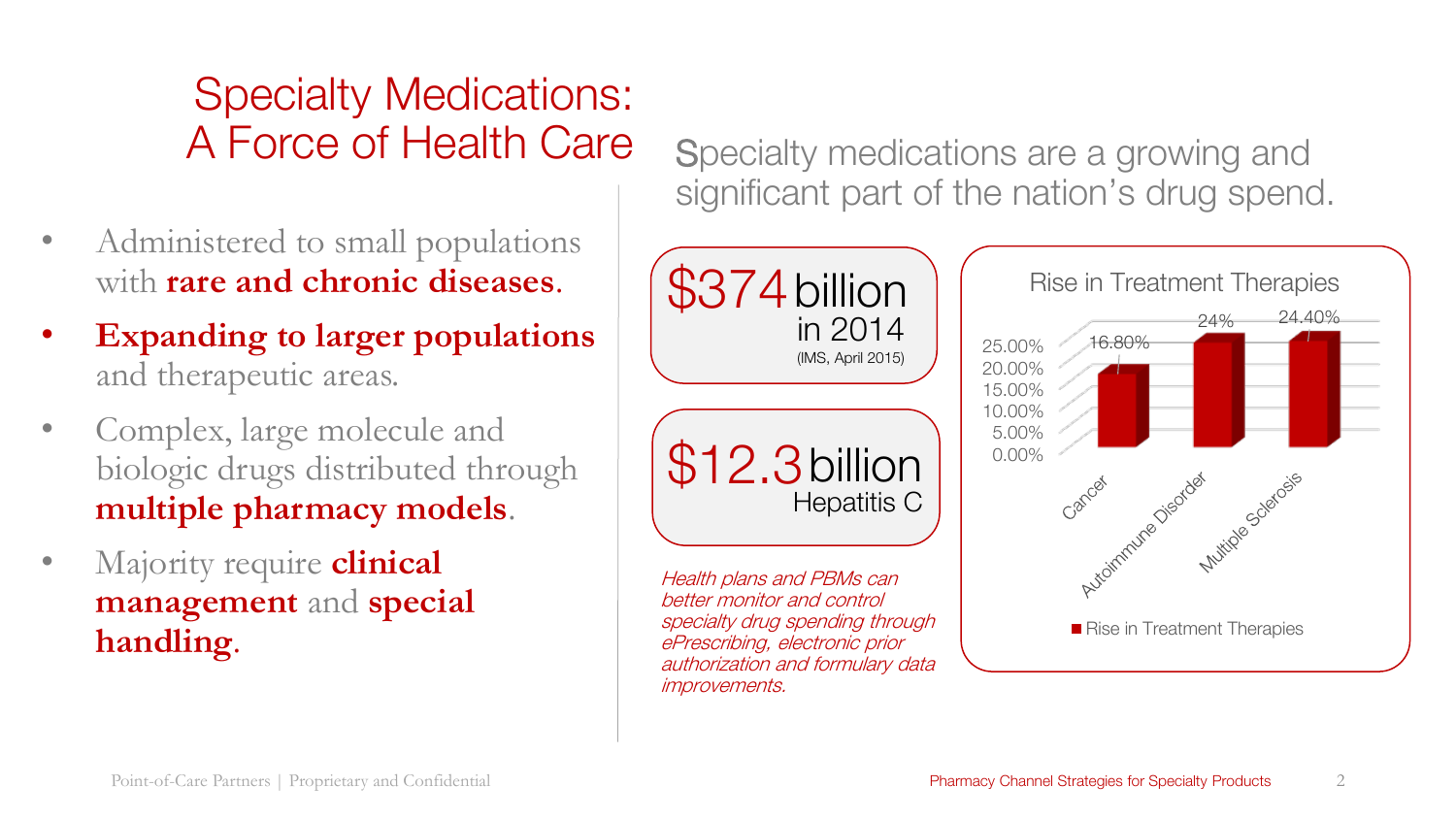# Specialty Medications: A Force of Health Care

- Administered to small populations with **rare and chronic diseases**.
- **Expanding to larger populations** and therapeutic areas.
- Complex, large molecule and biologic drugs distributed through **multiple pharmacy models**.
- Majority require **clinical management** and **special handling**.

## Specialty medications are a growing and significant part of the nation's drug spend.

**$374 billion** in 2014
(IMS, April 2015)

**$12.3 billion** Hepatitis C

*Health plans and PBMs can better monitor and control specialty drug spending through ePrescribing, electronic prior authorization and formulary data improvements.*

**Rise in Treatment Therapies**

| Therapy Area | Rise in Treatment Therapies |
| --- | --- |
| Cancer | 16.80% |
| Autoimmune Disorder | 24% |
| Multiple Sclerosis | 24.40% |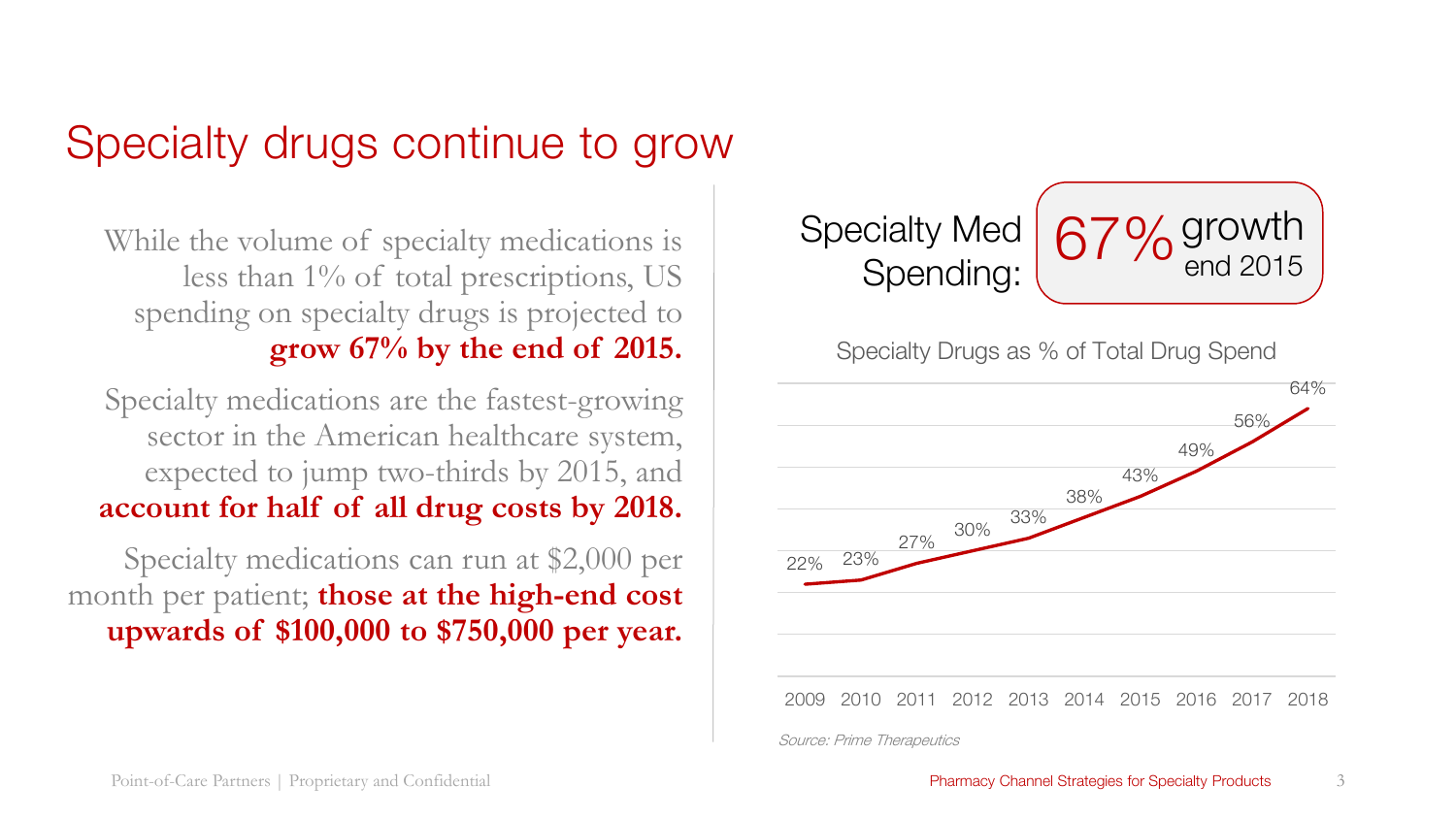# Specialty drugs continue to grow

While the volume of specialty medications is less than 1% of total prescriptions, US spending on specialty drugs is projected to **grow 67% by the end of 2015.**

Specialty medications are the fastest-growing sector in the American healthcare system, expected to jump two-thirds by 2015, and **account for half of all drug costs by 2018.**

Specialty medications can run at $2,000 per month per patient; **those at the high-end cost upwards of $100,000 to $750,000 per year.**

Specialty Med Spending: **67% growth end 2015**

Specialty Drugs as % of Total Drug Spend

| Year | 2009 | 2010 | 2011 | 2012 | 2013 | 2014 | 2015 | 2016 | 2017 | 2018 |
|---|---|---|---|---|---|---|---|---|---|---|
| % of Total Drug Spend | 22% | 23% | 27% | 30% | 33% | 38% | 43% | 49% | 56% | 64% |

*Source: Prime Therapeutics*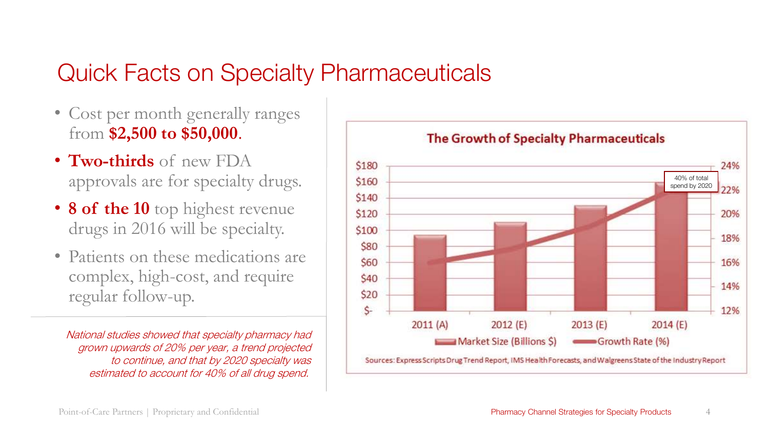# Quick Facts on Specialty Pharmaceuticals

- Cost per month generally ranges from **$2,500 to $50,000**.
- **Two-thirds** of new FDA approvals are for specialty drugs.
- **8 of the 10** top highest revenue drugs in 2016 will be specialty.
- Patients on these medications are complex, high-cost, and require regular follow-up.

*National studies showed that specialty pharmacy had grown upwards of 20% per year, a trend projected to continue, and that by 2020 specialty was estimated to account for 40% of all drug spend.*

**The Growth of Specialty Pharmaceuticals**

40% of total spend by 2020

Market Size (Billions $) | Growth Rate (%)

Sources: Express Scripts Drug Trend Report, IMS Health Forecasts, and Walgreens State of the Industry Report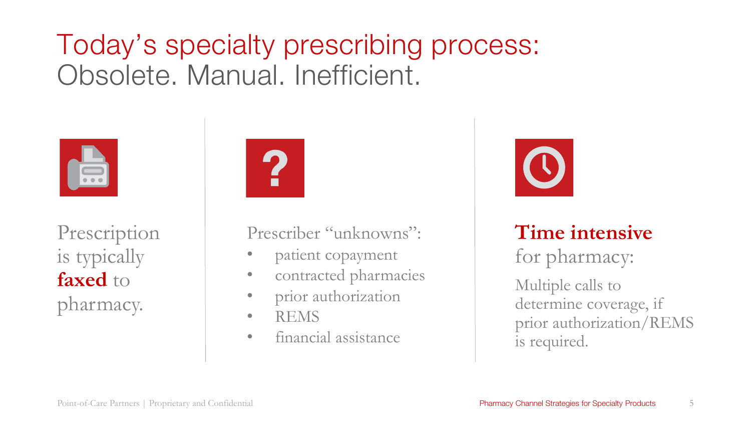# Today's specialty prescribing process: Obsolete. Manual. Inefficient.

Prescription is typically **faxed** to pharmacy.

Prescriber "unknowns":

- patient copayment
- contracted pharmacies
- prior authorization
- REMS
- financial assistance

**Time intensive** for pharmacy:

Multiple calls to determine coverage, if prior authorization/REMS is required.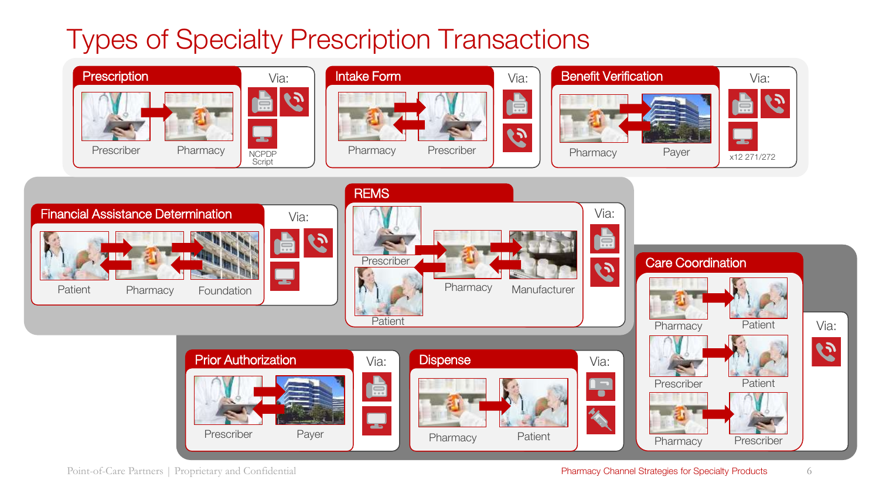# Types of Specialty Prescription Transactions

## Prescription

Prescriber → Pharmacy

Via: Fax, Phone, Computer (NCPDP Script)

## Intake Form

Pharmacy ⇄ Prescriber

Via: Fax, Phone

## Benefit Verification

Pharmacy ⇄ Payer

Via: Fax, Phone, Computer (x12 271/272)

## Financial Assistance Determination

Patient ⇄ Pharmacy ⇄ Foundation

Via: Fax, Phone, Computer

## REMS

Prescriber / Patient ⇄ Pharmacy ⇄ Manufacturer

Via: Fax, Phone

## Care Coordination

Pharmacy → Patient

Prescriber → Patient

Pharmacy → Prescriber

Via: Phone

## Prior Authorization

Prescriber ⇄ Payer

Via: Fax, Computer

## Dispense

Pharmacy → Patient

Via: Mail, Injection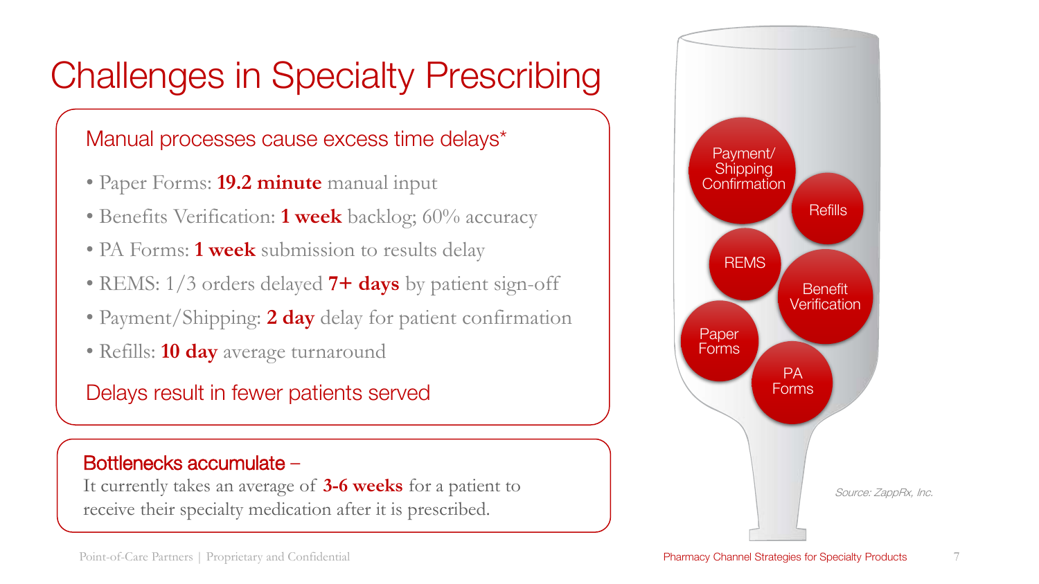# Challenges in Specialty Prescribing

## Manual processes cause excess time delays*

- Paper Forms: **19.2 minute** manual input
- Benefits Verification: **1 week** backlog; 60% accuracy
- PA Forms: **1 week** submission to results delay
- REMS: 1/3 orders delayed **7+ days** by patient sign-off
- Payment/Shipping: **2 day** delay for patient confirmation
- Refills: **10 day** average turnaround

Delays result in fewer patients served

**Bottlenecks accumulate** –
It currently takes an average of **3-6 weeks** for a patient to receive their specialty medication after it is prescribed.

Payment/ Shipping Confirmation

Refills

REMS

Benefit Verification

Paper Forms

PA Forms

*Source: ZappRx, Inc.*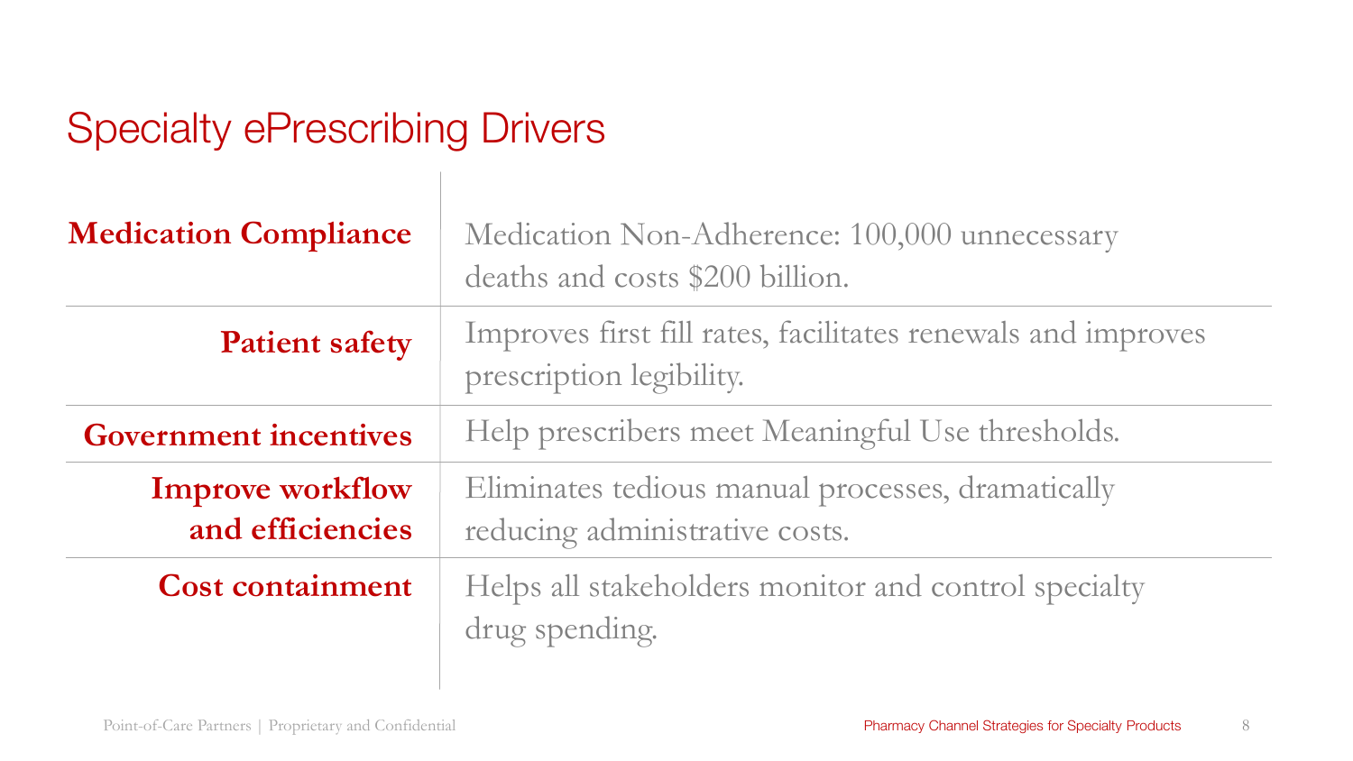# Specialty ePrescribing Drivers

| | |
|---|---|
| **Medication Compliance** | Medication Non-Adherence: 100,000 unnecessary deaths and costs $200 billion. |
| **Patient safety** | Improves first fill rates, facilitates renewals and improves prescription legibility. |
| **Government incentives** | Help prescribers meet Meaningful Use thresholds. |
| **Improve workflow and efficiencies** | Eliminates tedious manual processes, dramatically reducing administrative costs. |
| **Cost containment** | Helps all stakeholders monitor and control specialty drug spending. |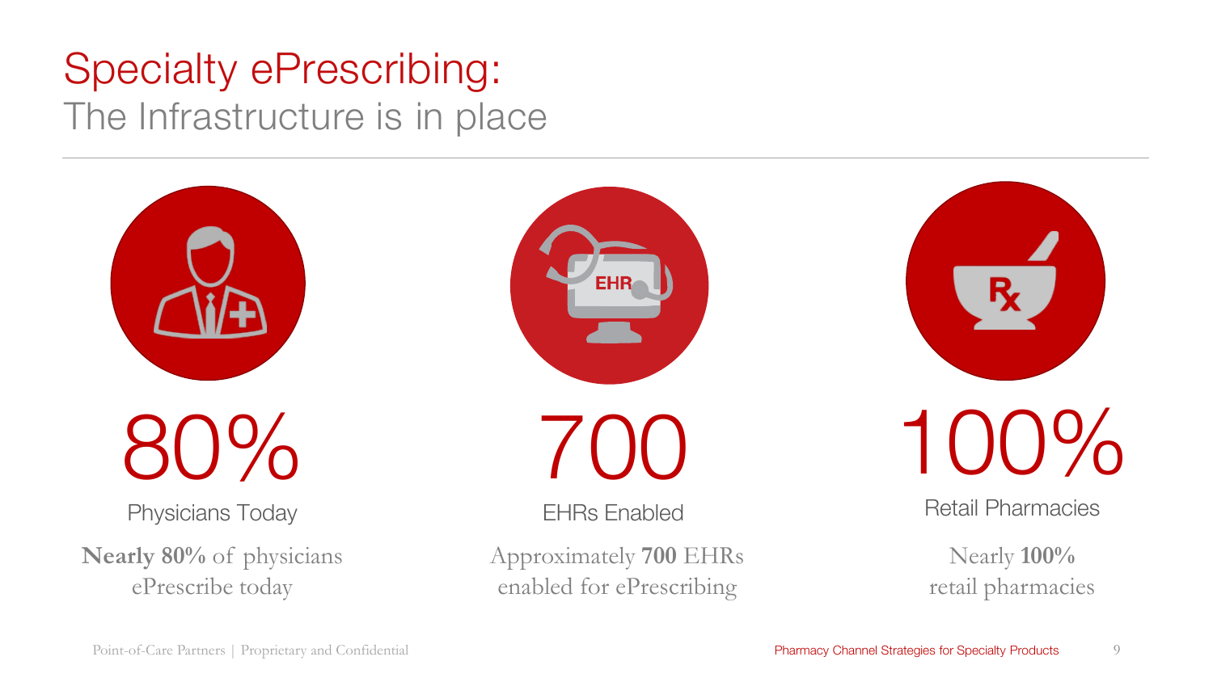# Specialty ePrescribing:

## The Infrastructure is in place

80%

Physicians Today

**Nearly 80%** of physicians ePrescribe today

700

EHRs Enabled

Approximately **700** EHRs enabled for ePrescribing

100%

Retail Pharmacies

Nearly **100%** retail pharmacies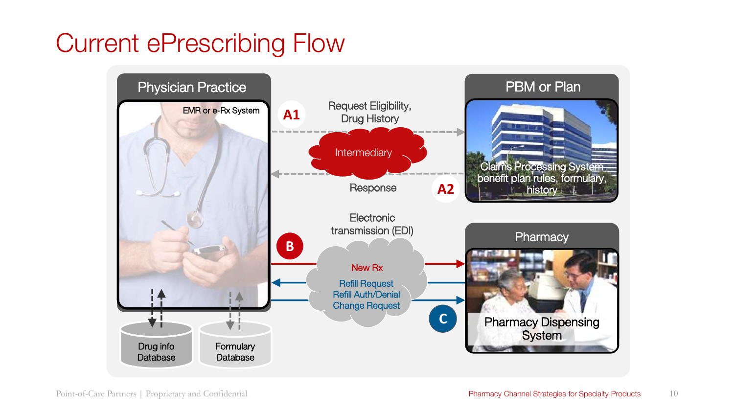# Current ePrescribing Flow

**Physician Practice**

EMR or e-Rx System

Drug info Database

Formulary Database

**A1** Request Eligibility, Drug History

Intermediary

**A2** Response

**PBM or Plan**

Claims Processing System benefit plan rules, formulary, history

**B** Electronic transmission (EDI)

New Rx

Refill Request

Refill Auth/Denial

Change Request

**C**

**Pharmacy**

Pharmacy Dispensing System

Point-of-Care Partners | Proprietary and Confidential

Pharmacy Channel Strategies for Specialty Products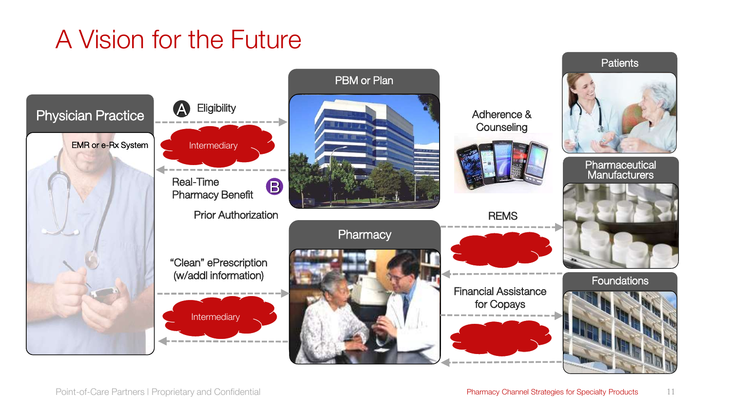# A Vision for the Future

Physician Practice

EMR or e-Rx System

A Eligibility

Intermediary

B Real-Time Pharmacy Benefit

Prior Authorization

"Clean" ePrescription (w/addl information)

Intermediary

PBM or Plan

Pharmacy

Adherence & Counseling

REMS

Financial Assistance for Copays

Patients

Pharmaceutical Manufacturers

Foundations

Point-of-Care Partners | Proprietary and Confidential

Pharmacy Channel Strategies for Specialty Products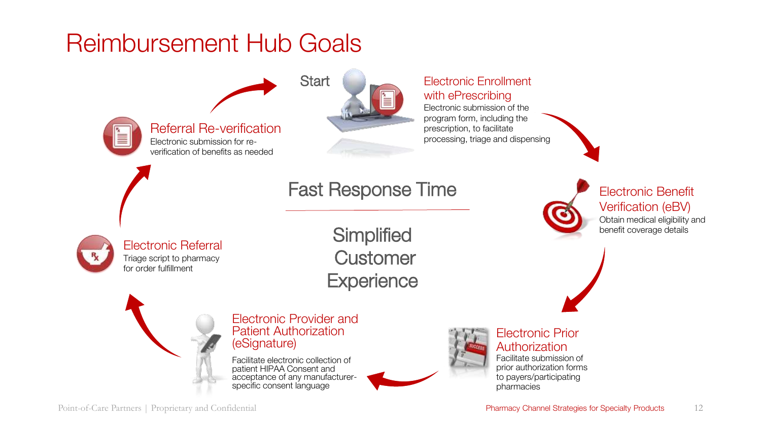# Reimbursement Hub Goals

Start

**Electronic Enrollment with ePrescribing**
Electronic submission of the program form, including the prescription, to facilitate processing, triage and dispensing

**Electronic Benefit Verification (eBV)**
Obtain medical eligibility and benefit coverage details

**Electronic Prior Authorization**
Facilitate submission of prior authorization forms to payers/participating pharmacies

**Electronic Provider and Patient Authorization (eSignature)**
Facilitate electronic collection of patient HIPAA Consent and acceptance of any manufacturer-specific consent language

**Electronic Referral**
Triage script to pharmacy for order fulfillment

**Referral Re-verification**
Electronic submission for re-verification of benefits as needed

Fast Response Time

Simplified Customer Experience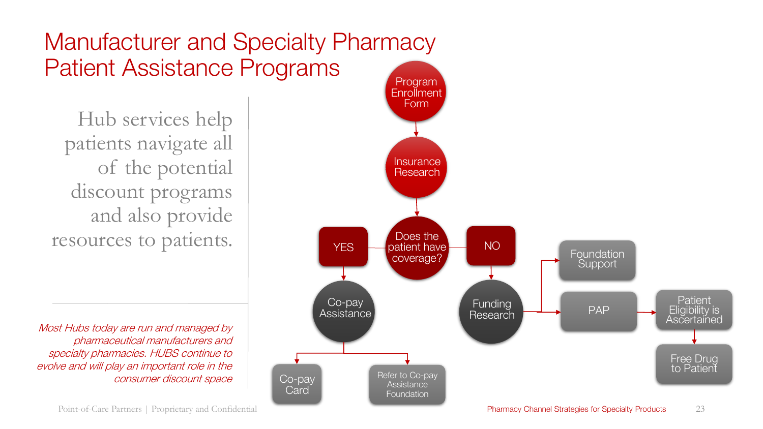# Manufacturer and Specialty Pharmacy Patient Assistance Programs

Hub services help patients navigate all of the potential discount programs and also provide resources to patients.

*Most Hubs today are run and managed by pharmaceutical manufacturers and specialty pharmacies. HUBS continue to evolve and will play an important role in the consumer discount space*

- Program Enrollment Form
- Insurance Research
- Does the patient have coverage?
  - YES → Co-pay Assistance
    - Co-pay Card
    - Refer to Co-pay Assistance Foundation
  - NO → Funding Research
    - Foundation Support
    - PAP → Patient Eligibility is Ascertained → Free Drug to Patient

Point-of-Care Partners | Proprietary and Confidential

Pharmacy Channel Strategies for Specialty Products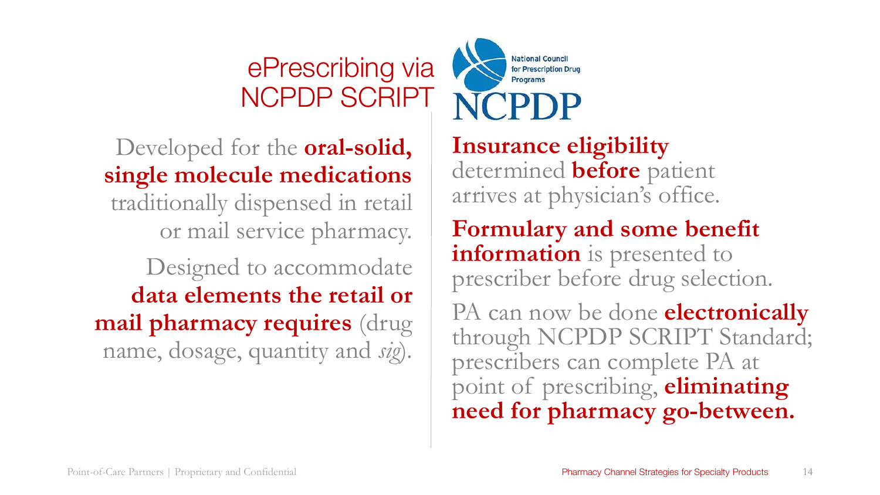# ePrescribing via NCPDP SCRIPT

National Council for Prescription Drug Programs

NCPDP

Developed for the **oral-solid, single molecule medications** traditionally dispensed in retail or mail service pharmacy.

Designed to accommodate **data elements the retail or mail pharmacy requires** (drug name, dosage, quantity and *sig*).

**Insurance eligibility** determined **before** patient arrives at physician's office.

**Formulary and some benefit information** is presented to prescriber before drug selection.

PA can now be done **electronically** through NCPDP SCRIPT Standard; prescribers can complete PA at point of prescribing, **eliminating need for pharmacy go-between.**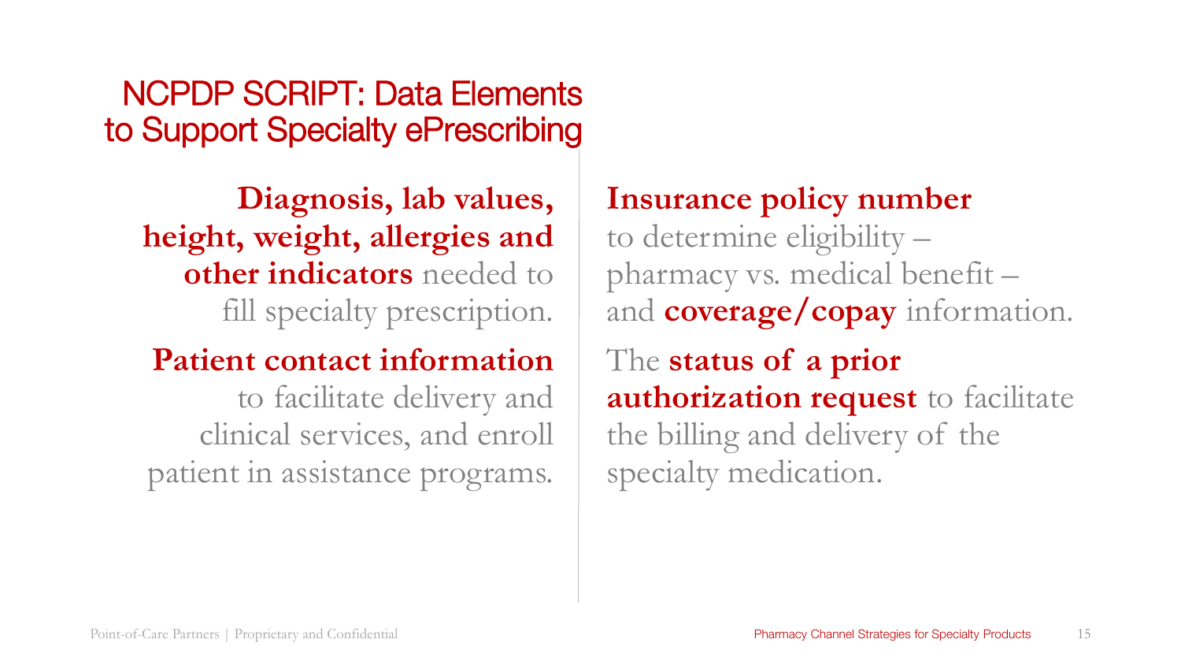# NCPDP SCRIPT: Data Elements to Support Specialty ePrescribing

**Diagnosis, lab values, height, weight, allergies and other indicators** needed to fill specialty prescription.

**Patient contact information** to facilitate delivery and clinical services, and enroll patient in assistance programs.

**Insurance policy number** to determine eligibility – pharmacy vs. medical benefit – and **coverage/copay** information.

The **status of a prior authorization request** to facilitate the billing and delivery of the specialty medication.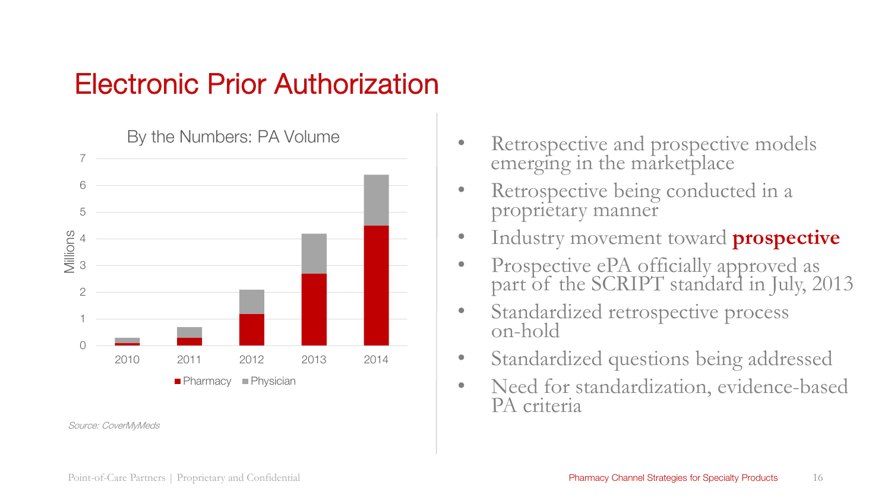# Electronic Prior Authorization

**By the Numbers: PA Volume**

Millions

| Year | Pharmacy | Physician |
|---|---|---|
| 2010 | 0.1 | 0.2 |
| 2011 | 0.3 | 0.4 |
| 2012 | 1.2 | 0.9 |
| 2013 | 2.7 | 1.5 |
| 2014 | 4.5 | 1.9 |

*Source: CoverMyMeds*

- Retrospective and prospective models emerging in the marketplace
- Retrospective being conducted in a proprietary manner
- Industry movement toward **prospective**
- Prospective ePA officially approved as part of the SCRIPT standard in July, 2013
- Standardized retrospective process on-hold
- Standardized questions being addressed
- Need for standardization, evidence-based PA criteria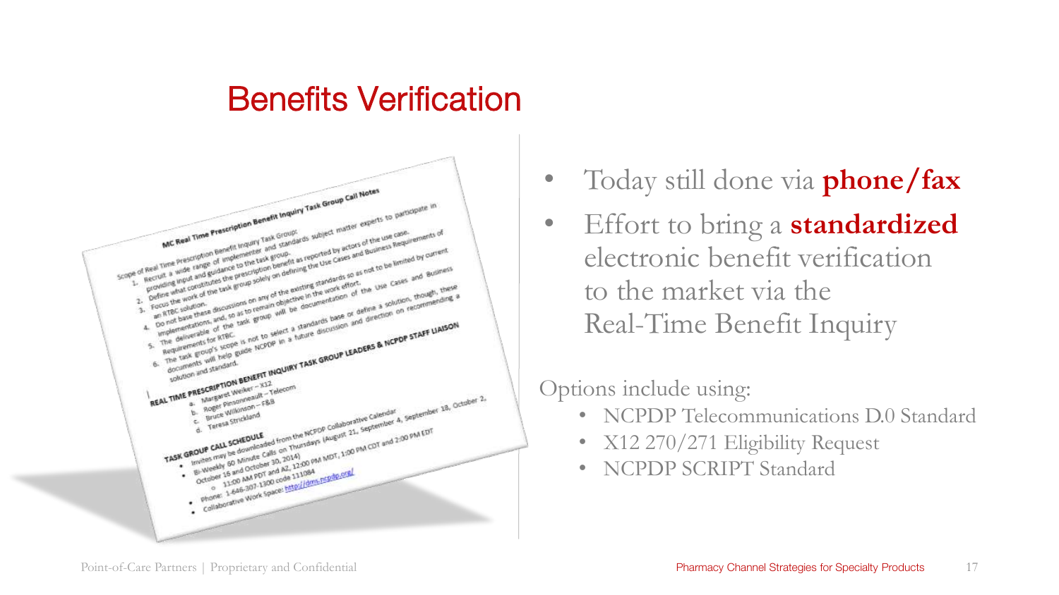# Benefits Verification

MC Real Time Prescription Benefit Inquiry Task Group Call Notes

Scope of Real Time Prescription Benefit Inquiry Task Group:

1. Recruit a wide range of implementer and standards subject matter experts to participate in providing input and guidance to the task group.
2. Define what constitutes the prescription benefit as reported by actors of the use case.
3. Focus the work of the task group solely on defining the Use Cases and Business Requirements of an RTBC solution.
4. Do not base these discussions on any of the existing standards so as not to be limited by current implementations, and, so as to remain objective in the work effort.
5. The deliverable of the task group will be documentation of the Use Cases and Business Requirements for RTBC.
6. The task group's scope is not to select a standards base or define a solution, though, these documents will help guide NCPDP in a future discussion and direction on recommending a solution and standard.

REAL TIME PRESCRIPTION BENEFIT INQUIRY TASK GROUP LEADERS & NCPDP STAFF LIAISON

a. Margaret Weiker – X12
b. Roger Pinsonneault – Telecom
c. Bruce Wilkinson – F&B
d. Teresa Strickland

TASK GROUP CALL SCHEDULE

- Invites may be downloaded from the NCPDP Collaborative Calendar
- Bi-Weekly 60 Minute Calls on Thursdays (August 21, September 4, September 18, October 2, October 16 and October 30, 2014)
  - 11:00 AM PDT and AZ, 12:00 PM MDT, 1:00 PM CDT and 2:00 PM EDT
- Phone: 1-646-307-1300 code 111084
- Collaborative Work Space: http://dms.ncpdp.org/

- Today still done via **phone/fax**
- Effort to bring a **standardized** electronic benefit verification to the market via the Real-Time Benefit Inquiry

Options include using:

- NCPDP Telecommunications D.0 Standard
- X12 270/271 Eligibility Request
- NCPDP SCRIPT Standard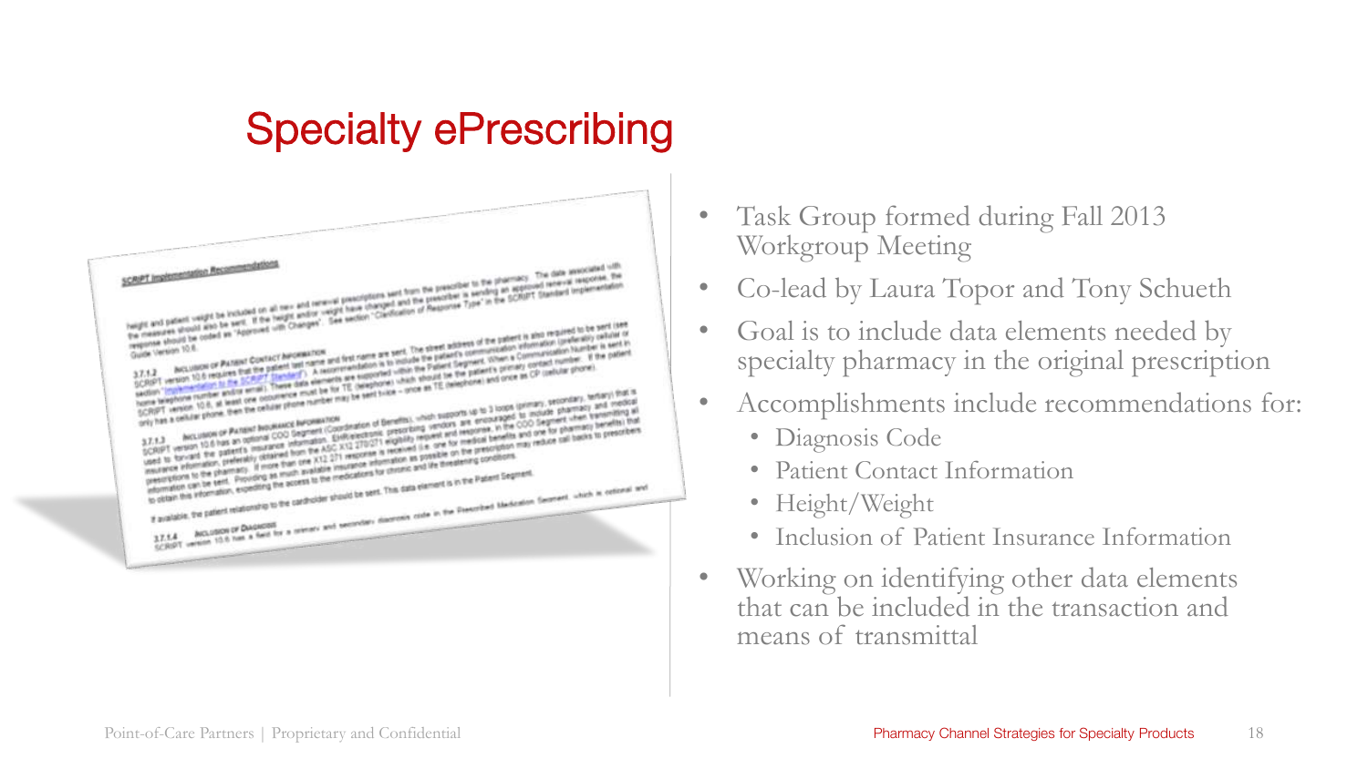# Specialty ePrescribing

- Task Group formed during Fall 2013 Workgroup Meeting
- Co-lead by Laura Topor and Tony Schueth
- Goal is to include data elements needed by specialty pharmacy in the original prescription
- Accomplishments include recommendations for:
  - Diagnosis Code
  - Patient Contact Information
  - Height/Weight
  - Inclusion of Patient Insurance Information
- Working on identifying other data elements that can be included in the transaction and means of transmittal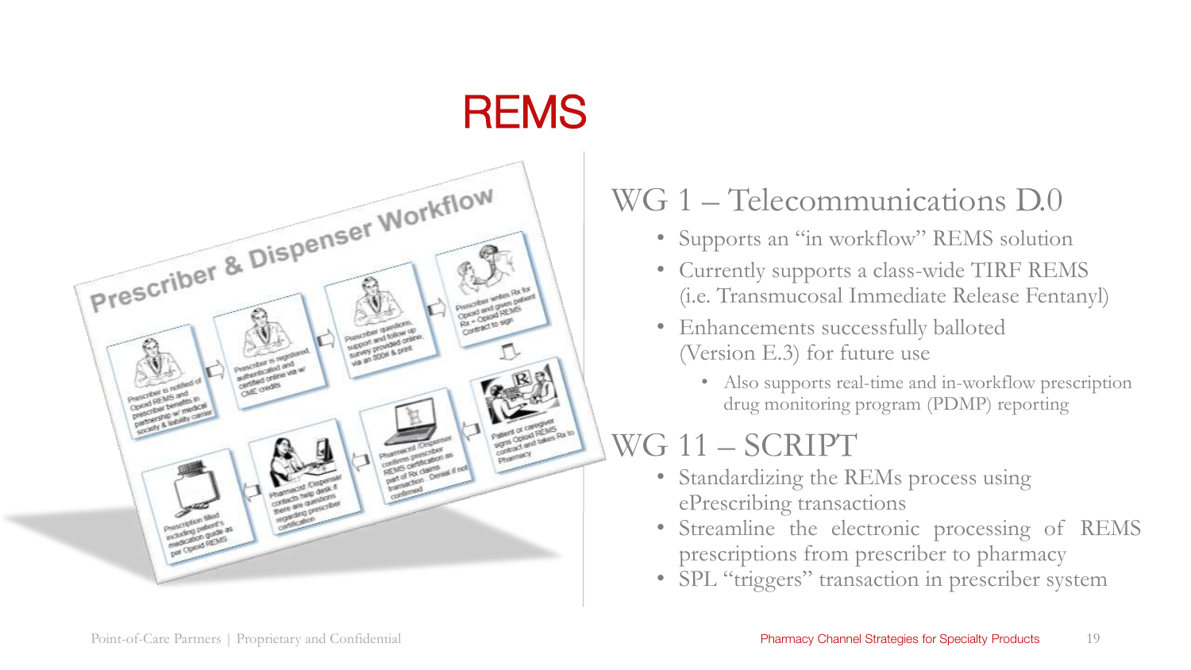# REMS

## WG 1 – Telecommunications D.0

- Supports an "in workflow" REMS solution
- Currently supports a class-wide TIRF REMS (i.e. Transmucosal Immediate Release Fentanyl)
- Enhancements successfully balloted (Version E.3) for future use
  - Also supports real-time and in-workflow prescription drug monitoring program (PDMP) reporting

## WG 11 – SCRIPT

- Standardizing the REMs process using ePrescribing transactions
- Streamline the electronic processing of REMS prescriptions from prescriber to pharmacy
- SPL "triggers" transaction in prescriber system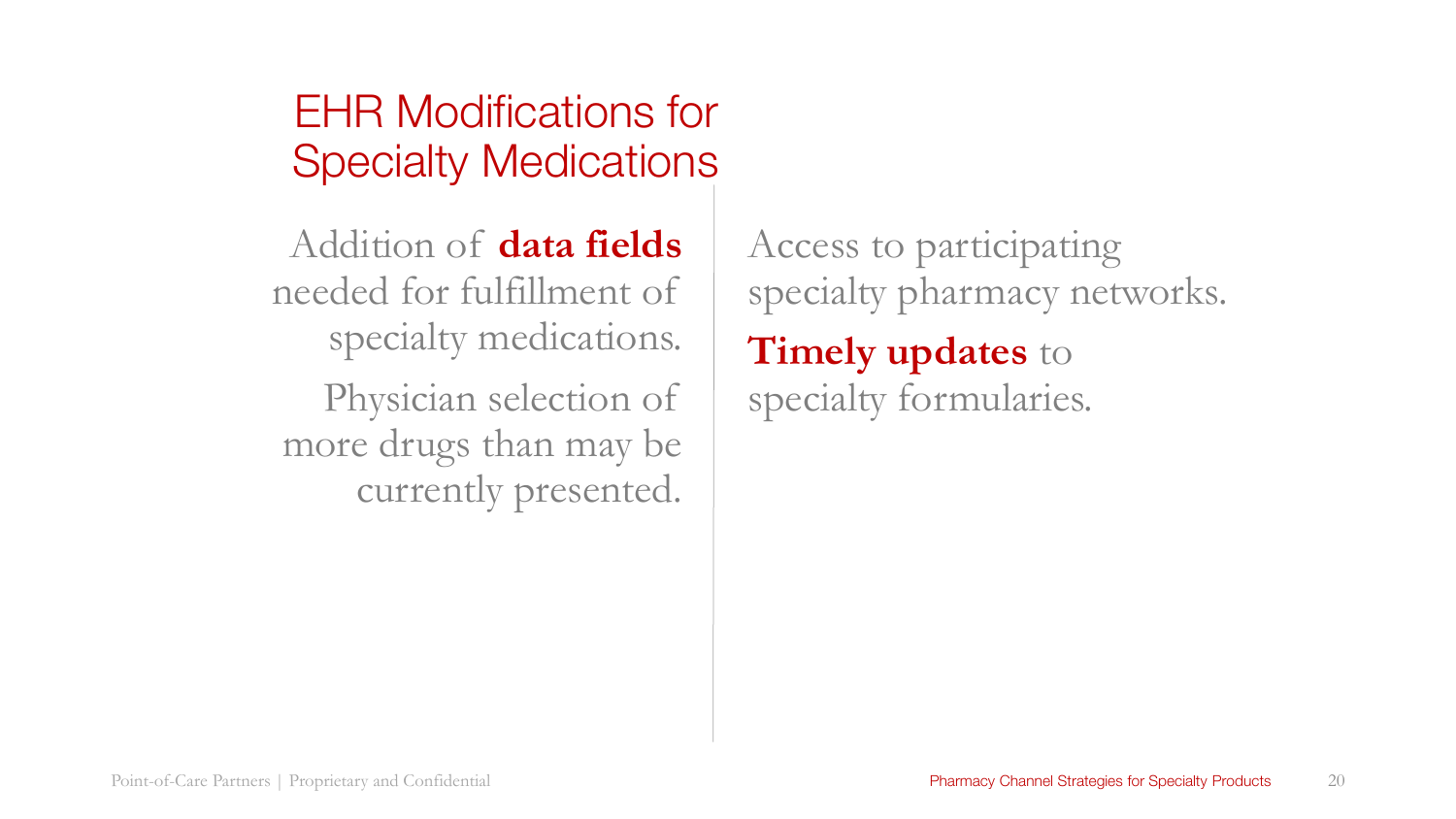# EHR Modifications for Specialty Medications

Addition of **data fields** needed for fulfillment of specialty medications.

Physician selection of more drugs than may be currently presented.

Access to participating specialty pharmacy networks.

**Timely updates** to specialty formularies.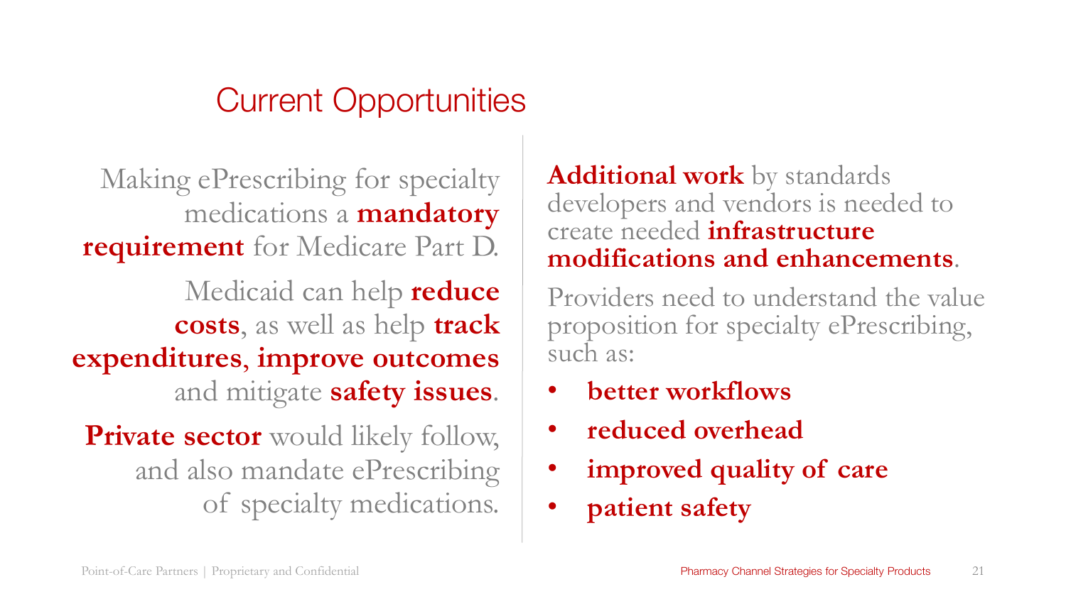# Current Opportunities

Making ePrescribing for specialty medications a **mandatory requirement** for Medicare Part D.

Medicaid can help **reduce costs**, as well as help **track expenditures**, **improve outcomes** and mitigate **safety issues**.

**Private sector** would likely follow, and also mandate ePrescribing of specialty medications.

**Additional work** by standards developers and vendors is needed to create needed **infrastructure modifications and enhancements**.

Providers need to understand the value proposition for specialty ePrescribing, such as:

- **better workflows**
- **reduced overhead**
- **improved quality of care**
- **patient safety**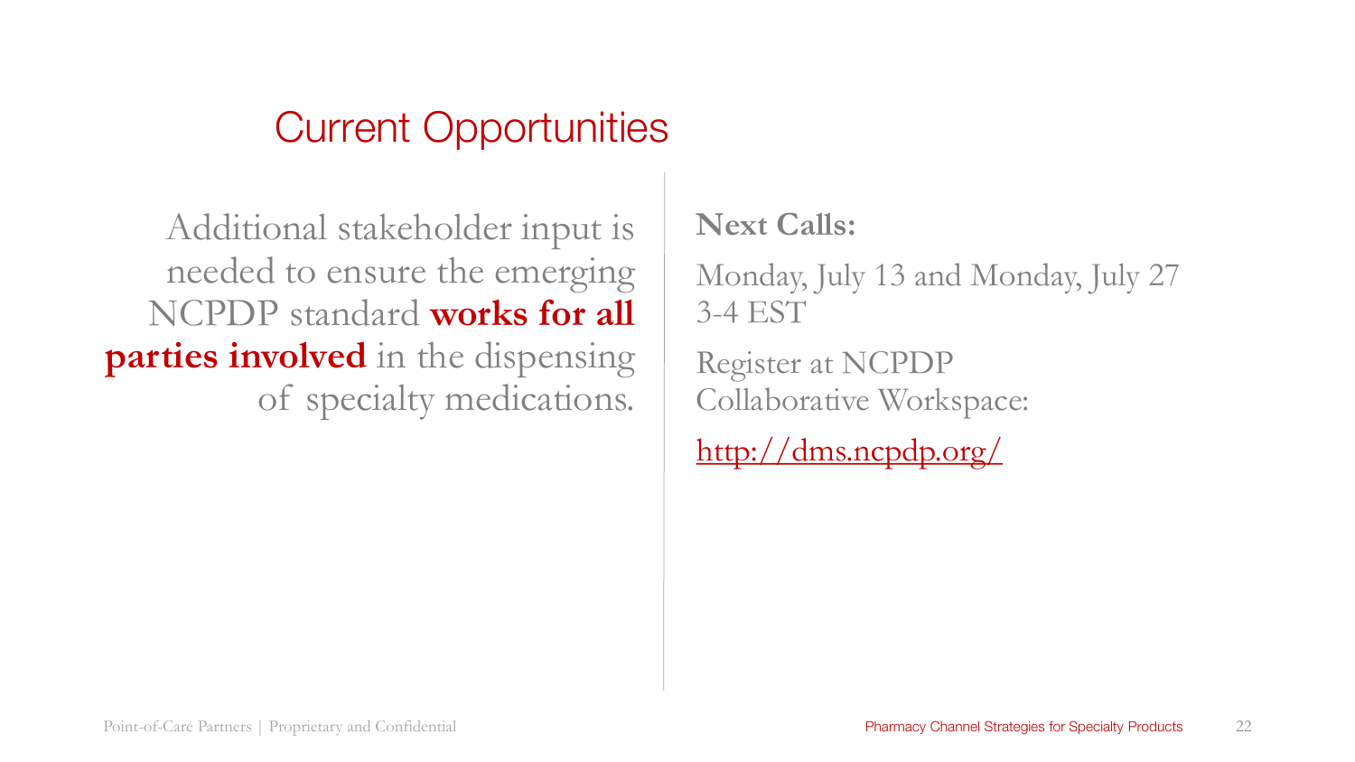# Current Opportunities

Additional stakeholder input is needed to ensure the emerging NCPDP standard **works for all parties involved** in the dispensing of specialty medications.

**Next Calls:**

Monday, July 13 and Monday, July 27
3-4 EST

Register at NCPDP Collaborative Workspace:

http://dms.ncpdp.org/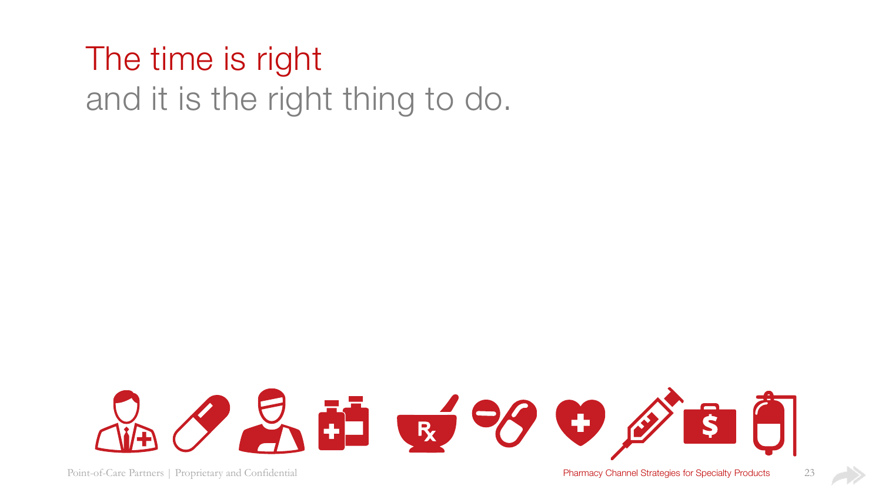# The time is right

and it is the right thing to do.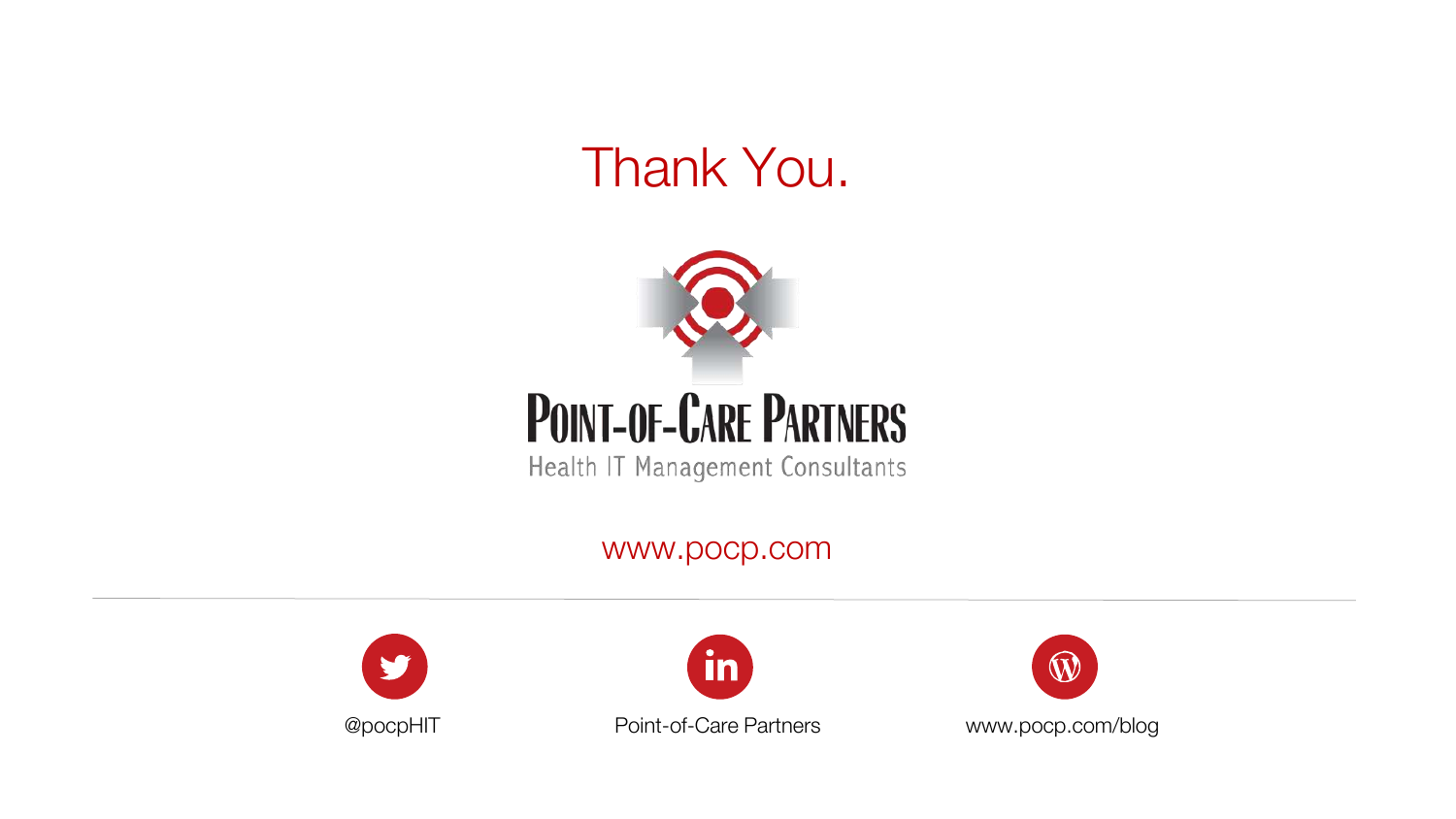# Thank You.

Point-of-Care Partners

Health IT Management Consultants

www.pocp.com

---

@pocpHIT

Point-of-Care Partners

www.pocp.com/blog